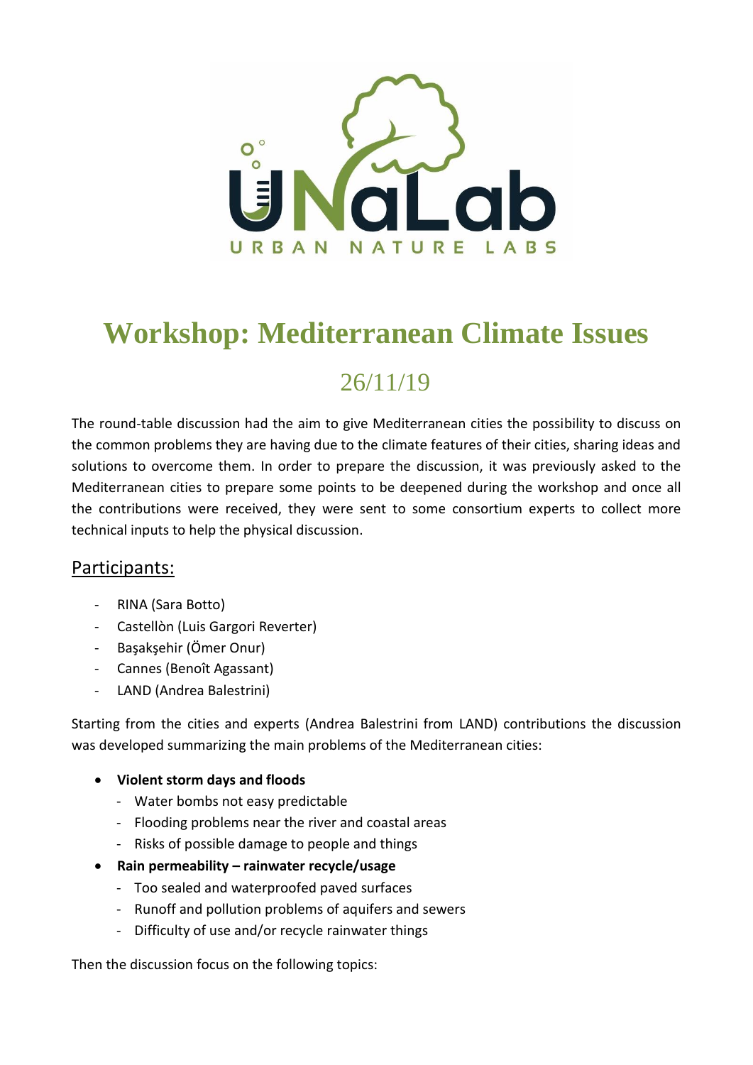# Workshop: Mediterranean Climate Issues

## 26/11/19

The round-table discussion had the aim to give Mediterranean cities the possibility to discuss on the common problems they are having due to the climate features of their cities, sharing ideas and solutions to overcome them. In order to prepare the discussion, it was previously asked to the Mediterranean cities to prepare some points to be deepened during the workshop and once all the contributions were received, they were sent to some consortium experts to collect more technical inputs to help the physical discussion.

### Participants:

- RINA (Sara Botto)
- Castellòn (Luis Gargori Reverter)
- Başakşehir (Ömer Onur)
- Cannes (Benoît Agassant)
- LAND (Andrea Balestrini)

Starting from the cities and experts (Andrea Balestrini from LAND) contributions the discussion was developed summarizing the main problems of the Mediterranean cities:

- **Violent storm days and floods**
  - Water bombs not easy predictable
  - Flooding problems near the river and coastal areas
  - Risks of possible damage to people and things
- **Rain permeability – rainwater recycle/usage**
  - Too sealed and waterproofed paved surfaces
  - Runoff and pollution problems of aquifers and sewers
  - Difficulty of use and/or recycle rainwater things

Then the discussion focus on the following topics: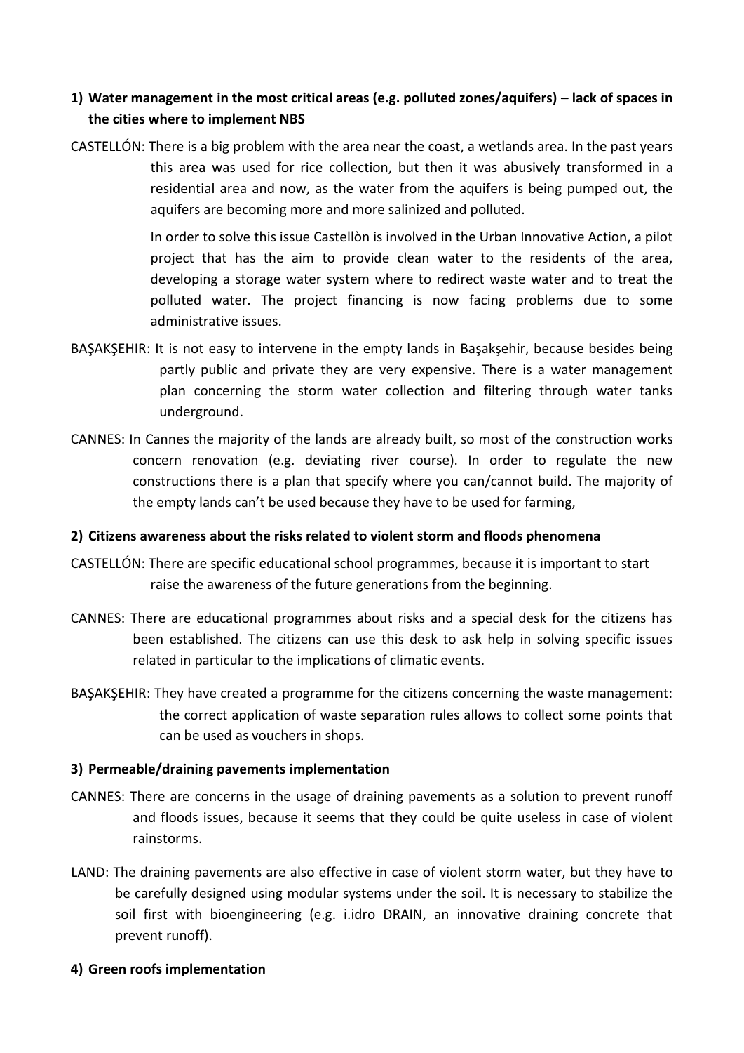1) **Water management in the most critical areas (e.g. polluted zones/aquifers) – lack of spaces in the cities where to implement NBS**

CASTELLÓN: There is a big problem with the area near the coast, a wetlands area. In the past years this area was used for rice collection, but then it was abusively transformed in a residential area and now, as the water from the aquifers is being pumped out, the aquifers are becoming more and more salinized and polluted.

In order to solve this issue Castellòn is involved in the Urban Innovative Action, a pilot project that has the aim to provide clean water to the residents of the area, developing a storage water system where to redirect waste water and to treat the polluted water. The project financing is now facing problems due to some administrative issues.

BAŞAKŞEHIR: It is not easy to intervene in the empty lands in Başakşehir, because besides being partly public and private they are very expensive. There is a water management plan concerning the storm water collection and filtering through water tanks underground.

CANNES: In Cannes the majority of the lands are already built, so most of the construction works concern renovation (e.g. deviating river course). In order to regulate the new constructions there is a plan that specify where you can/cannot build. The majority of the empty lands can't be used because they have to be used for farming,

2) **Citizens awareness about the risks related to violent storm and floods phenomena**

CASTELLÓN: There are specific educational school programmes, because it is important to start raise the awareness of the future generations from the beginning.

CANNES: There are educational programmes about risks and a special desk for the citizens has been established. The citizens can use this desk to ask help in solving specific issues related in particular to the implications of climatic events.

BAŞAKŞEHIR: They have created a programme for the citizens concerning the waste management: the correct application of waste separation rules allows to collect some points that can be used as vouchers in shops.

3) **Permeable/draining pavements implementation**

CANNES: There are concerns in the usage of draining pavements as a solution to prevent runoff and floods issues, because it seems that they could be quite useless in case of violent rainstorms.

LAND: The draining pavements are also effective in case of violent storm water, but they have to be carefully designed using modular systems under the soil. It is necessary to stabilize the soil first with bioengineering (e.g. i.idro DRAIN, an innovative draining concrete that prevent runoff).

4) **Green roofs implementation**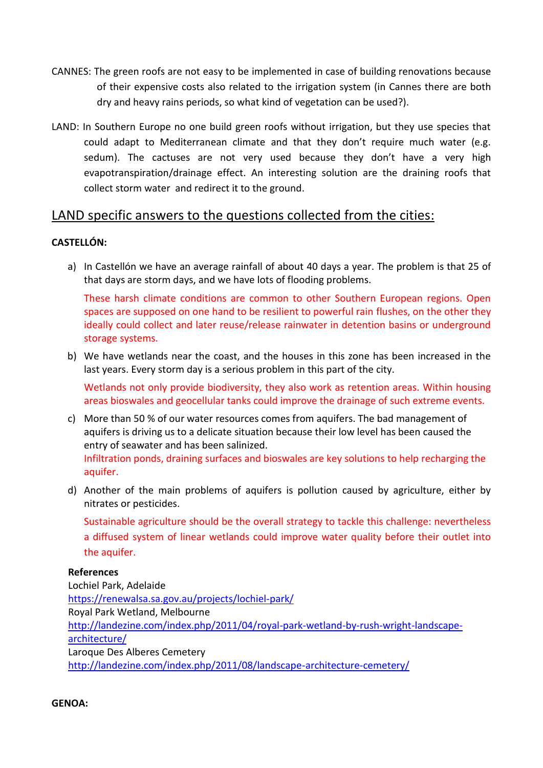CANNES: The green roofs are not easy to be implemented in case of building renovations because of their expensive costs also related to the irrigation system (in Cannes there are both dry and heavy rains periods, so what kind of vegetation can be used?).

LAND: In Southern Europe no one build green roofs without irrigation, but they use species that could adapt to Mediterranean climate and that they don't require much water (e.g. sedum). The cactuses are not very used because they don't have a very high evapotranspiration/drainage effect. An interesting solution are the draining roofs that collect storm water and redirect it to the ground.

## LAND specific answers to the questions collected from the cities:

**CASTELLÓN:**

a) In Castellón we have an average rainfall of about 40 days a year. The problem is that 25 of that days are storm days, and we have lots of flooding problems.

   These harsh climate conditions are common to other Southern European regions. Open spaces are supposed on one hand to be resilient to powerful rain flushes, on the other they ideally could collect and later reuse/release rainwater in detention basins or underground storage systems.

b) We have wetlands near the coast, and the houses in this zone has been increased in the last years. Every storm day is a serious problem in this part of the city.

   Wetlands not only provide biodiversity, they also work as retention areas. Within housing areas bioswales and geocellular tanks could improve the drainage of such extreme events.

c) More than 50 % of our water resources comes from aquifers. The bad management of aquifers is driving us to a delicate situation because their low level has been caused the entry of seawater and has been salinized.
   Infiltration ponds, draining surfaces and bioswales are key solutions to help recharging the aquifer.

d) Another of the main problems of aquifers is pollution caused by agriculture, either by nitrates or pesticides.

   Sustainable agriculture should be the overall strategy to tackle this challenge: nevertheless a diffused system of linear wetlands could improve water quality before their outlet into the aquifer.

**References**
Lochiel Park, Adelaide
https://renewalsa.sa.gov.au/projects/lochiel-park/
Royal Park Wetland, Melbourne
http://landezine.com/index.php/2011/04/royal-park-wetland-by-rush-wright-landscape-architecture/
Laroque Des Alberes Cemetery
http://landezine.com/index.php/2011/08/landscape-architecture-cemetery/

**GENOA:**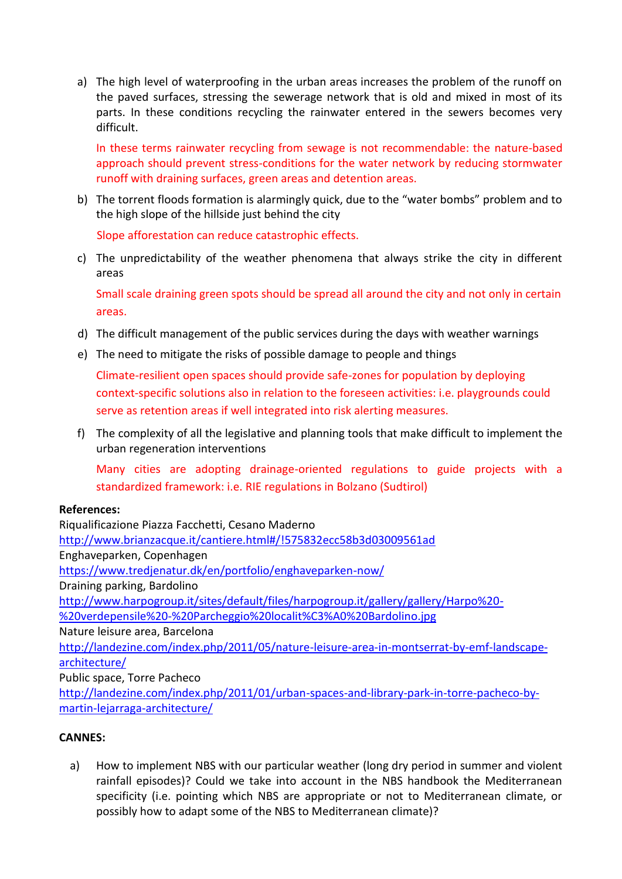a) The high level of waterproofing in the urban areas increases the problem of the runoff on the paved surfaces, stressing the sewerage network that is old and mixed in most of its parts. In these conditions recycling the rainwater entered in the sewers becomes very difficult.

   In these terms rainwater recycling from sewage is not recommendable: the nature-based approach should prevent stress-conditions for the water network by reducing stormwater runoff with draining surfaces, green areas and detention areas.

b) The torrent floods formation is alarmingly quick, due to the "water bombs" problem and to the high slope of the hillside just behind the city

   Slope afforestation can reduce catastrophic effects.

c) The unpredictability of the weather phenomena that always strike the city in different areas

   Small scale draining green spots should be spread all around the city and not only in certain areas.

d) The difficult management of the public services during the days with weather warnings

e) The need to mitigate the risks of possible damage to people and things

   Climate-resilient open spaces should provide safe-zones for population by deploying context-specific solutions also in relation to the foreseen activities: i.e. playgrounds could serve as retention areas if well integrated into risk alerting measures.

f) The complexity of all the legislative and planning tools that make difficult to implement the urban regeneration interventions

   Many cities are adopting drainage-oriented regulations to guide projects with a standardized framework: i.e. RIE regulations in Bolzano (Sudtirol)

**References:**

Riqualificazione Piazza Facchetti, Cesano Maderno
http://www.brianzacque.it/cantiere.html#/!575832ecc58b3d03009561ad

Enghaveparken, Copenhagen
https://www.tredjenatur.dk/en/portfolio/enghaveparken-now/

Draining parking, Bardolino
http://www.harpogroup.it/sites/default/files/harpogroup.it/gallery/gallery/Harpo%20-%20verdepensile%20-%20Parcheggio%20localit%C3%A0%20Bardolino.jpg

Nature leisure area, Barcelona
http://landezine.com/index.php/2011/05/nature-leisure-area-in-montserrat-by-emf-landscape-architecture/

Public space, Torre Pacheco
http://landezine.com/index.php/2011/01/urban-spaces-and-library-park-in-torre-pacheco-by-martin-lejarraga-architecture/

**CANNES:**

a) How to implement NBS with our particular weather (long dry period in summer and violent rainfall episodes)? Could we take into account in the NBS handbook the Mediterranean specificity (i.e. pointing which NBS are appropriate or not to Mediterranean climate, or possibly how to adapt some of the NBS to Mediterranean climate)?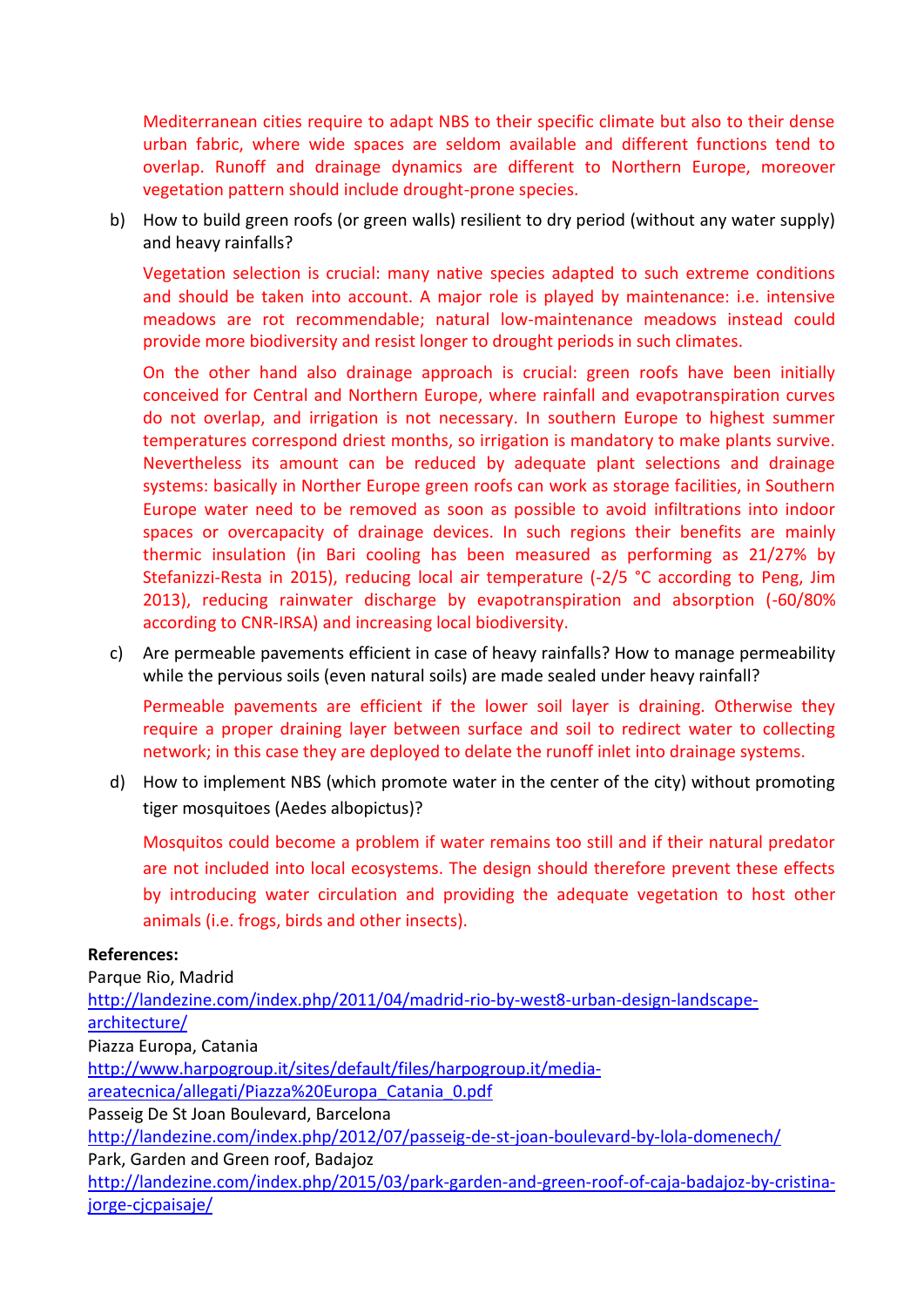Mediterranean cities require to adapt NBS to their specific climate but also to their dense urban fabric, where wide spaces are seldom available and different functions tend to overlap. Runoff and drainage dynamics are different to Northern Europe, moreover vegetation pattern should include drought-prone species.

b) How to build green roofs (or green walls) resilient to dry period (without any water supply) and heavy rainfalls?

Vegetation selection is crucial: many native species adapted to such extreme conditions and should be taken into account. A major role is played by maintenance: i.e. intensive meadows are rot recommendable; natural low-maintenance meadows instead could provide more biodiversity and resist longer to drought periods in such climates.

On the other hand also drainage approach is crucial: green roofs have been initially conceived for Central and Northern Europe, where rainfall and evapotranspiration curves do not overlap, and irrigation is not necessary. In southern Europe to highest summer temperatures correspond driest months, so irrigation is mandatory to make plants survive. Nevertheless its amount can be reduced by adequate plant selections and drainage systems: basically in Norther Europe green roofs can work as storage facilities, in Southern Europe water need to be removed as soon as possible to avoid infiltrations into indoor spaces or overcapacity of drainage devices. In such regions their benefits are mainly thermic insulation (in Bari cooling has been measured as performing as 21/27% by Stefanizzi-Resta in 2015), reducing local air temperature (-2/5 °C according to Peng, Jim 2013), reducing rainwater discharge by evapotranspiration and absorption (-60/80% according to CNR-IRSA) and increasing local biodiversity.

c) Are permeable pavements efficient in case of heavy rainfalls? How to manage permeability while the pervious soils (even natural soils) are made sealed under heavy rainfall?

Permeable pavements are efficient if the lower soil layer is draining. Otherwise they require a proper draining layer between surface and soil to redirect water to collecting network; in this case they are deployed to delate the runoff inlet into drainage systems.

d) How to implement NBS (which promote water in the center of the city) without promoting tiger mosquitoes (Aedes albopictus)?

Mosquitos could become a problem if water remains too still and if their natural predator are not included into local ecosystems. The design should therefore prevent these effects by introducing water circulation and providing the adequate vegetation to host other animals (i.e. frogs, birds and other insects).

**References:**

Parque Rio, Madrid
http://landezine.com/index.php/2011/04/madrid-rio-by-west8-urban-design-landscape-architecture/

Piazza Europa, Catania
http://www.harpogroup.it/sites/default/files/harpogroup.it/media-areatecnica/allegati/Piazza%20Europa_Catania_0.pdf

Passeig De St Joan Boulevard, Barcelona
http://landezine.com/index.php/2012/07/passeig-de-st-joan-boulevard-by-lola-domenech/

Park, Garden and Green roof, Badajoz
http://landezine.com/index.php/2015/03/park-garden-and-green-roof-of-caja-badajoz-by-cristina-jorge-cjcpaisaje/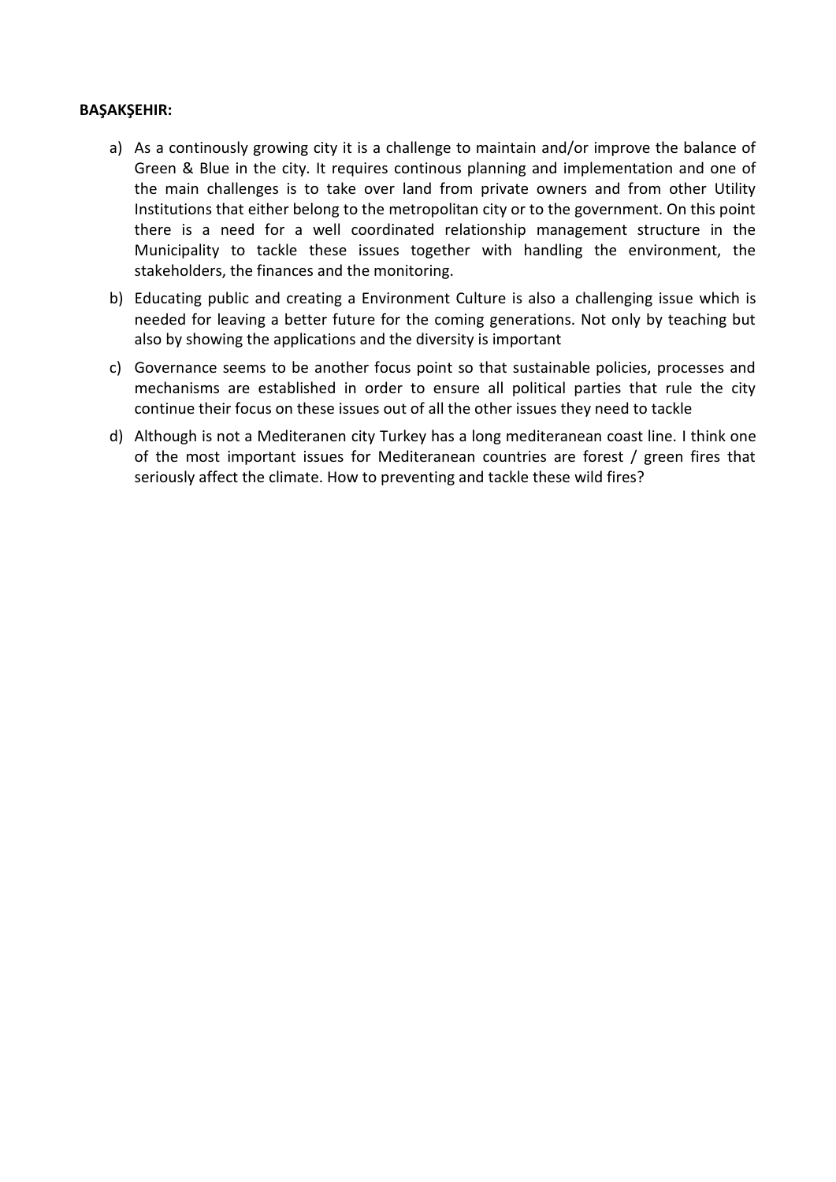**BAŞAKŞEHIR:**

a) As a continously growing city it is a challenge to maintain and/or improve the balance of Green & Blue in the city. It requires continous planning and implementation and one of the main challenges is to take over land from private owners and from other Utility Institutions that either belong to the metropolitan city or to the government. On this point there is a need for a well coordinated relationship management structure in the Municipality to tackle these issues together with handling the environment, the stakeholders, the finances and the monitoring.

b) Educating public and creating a Environment Culture is also a challenging issue which is needed for leaving a better future for the coming generations. Not only by teaching but also by showing the applications and the diversity is important

c) Governance seems to be another focus point so that sustainable policies, processes and mechanisms are established in order to ensure all political parties that rule the city continue their focus on these issues out of all the other issues they need to tackle

d) Although is not a Mediteranen city Turkey has a long mediteranean coast line. I think one of the most important issues for Mediteranean countries are forest / green fires that seriously affect the climate. How to preventing and tackle these wild fires?